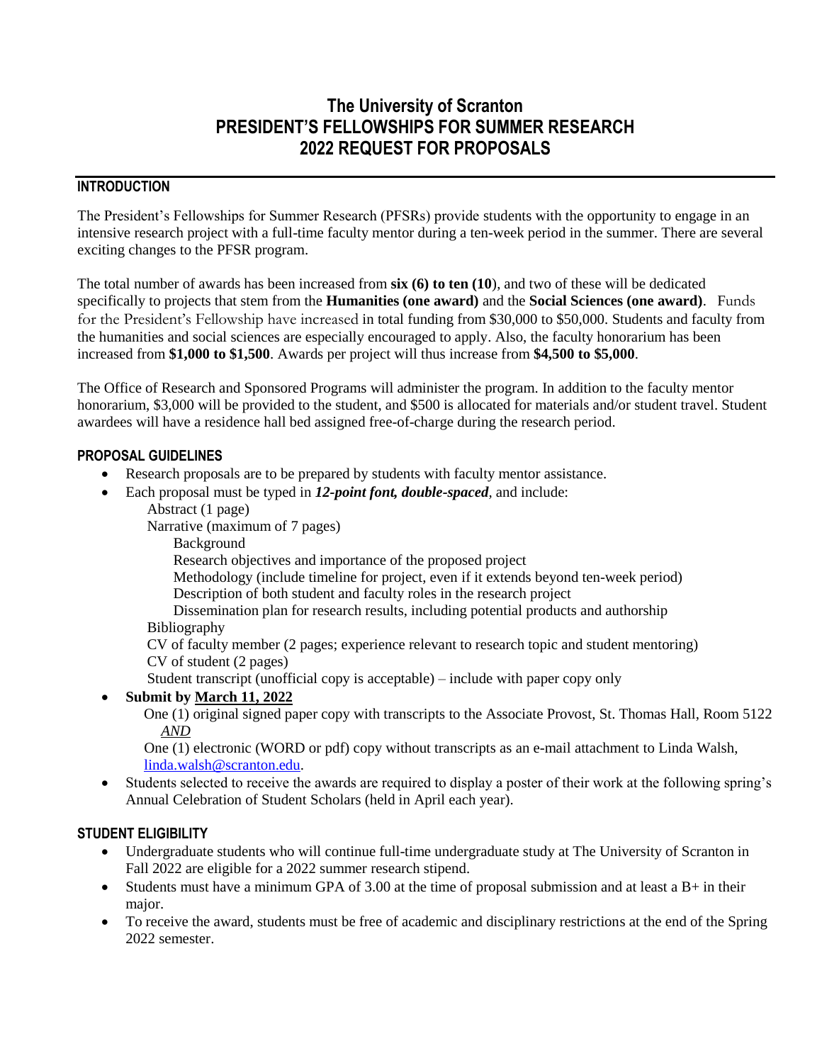# The University of Scranton
# PRESIDENT'S FELLOWSHIPS FOR SUMMER RESEARCH
# 2022 REQUEST FOR PROPOSALS

## INTRODUCTION

The President's Fellowships for Summer Research (PFSRs) provide students with the opportunity to engage in an intensive research project with a full-time faculty mentor during a ten-week period in the summer. There are several exciting changes to the PFSR program.

The total number of awards has been increased from **six (6) to ten (10**), and two of these will be dedicated specifically to projects that stem from the **Humanities (one award)** and the **Social Sciences (one award)**. Funds for the President's Fellowship have increased in total funding from $30,000 to $50,000. Students and faculty from the humanities and social sciences are especially encouraged to apply. Also, the faculty honorarium has been increased from **$1,000 to $1,500**. Awards per project will thus increase from **$4,500 to $5,000**.

The Office of Research and Sponsored Programs will administer the program. In addition to the faculty mentor honorarium, $3,000 will be provided to the student, and $500 is allocated for materials and/or student travel. Student awardees will have a residence hall bed assigned free-of-charge during the research period.

### PROPOSAL GUIDELINES

- Research proposals are to be prepared by students with faculty mentor assistance.
- Each proposal must be typed in ***12-point font, double-spaced***, and include:
  - Abstract (1 page)
  - Narrative (maximum of 7 pages)
    - Background
    - Research objectives and importance of the proposed project
    - Methodology (include timeline for project, even if it extends beyond ten-week period)
    - Description of both student and faculty roles in the research project
    - Dissemination plan for research results, including potential products and authorship
  - Bibliography
  - CV of faculty member (2 pages; experience relevant to research topic and student mentoring)
  - CV of student (2 pages)
  - Student transcript (unofficial copy is acceptable) – include with paper copy only
- **Submit by <u>March 11, 2022</u>**

  One (1) original signed paper copy with transcripts to the Associate Provost, St. Thomas Hall, Room 5122
  *<u>AND</u>*

  One (1) electronic (WORD or pdf) copy without transcripts as an e-mail attachment to Linda Walsh, linda.walsh@scranton.edu.
- Students selected to receive the awards are required to display a poster of their work at the following spring's Annual Celebration of Student Scholars (held in April each year).

### STUDENT ELIGIBILITY

- Undergraduate students who will continue full-time undergraduate study at The University of Scranton in Fall 2022 are eligible for a 2022 summer research stipend.
- Students must have a minimum GPA of 3.00 at the time of proposal submission and at least a B+ in their major.
- To receive the award, students must be free of academic and disciplinary restrictions at the end of the Spring 2022 semester.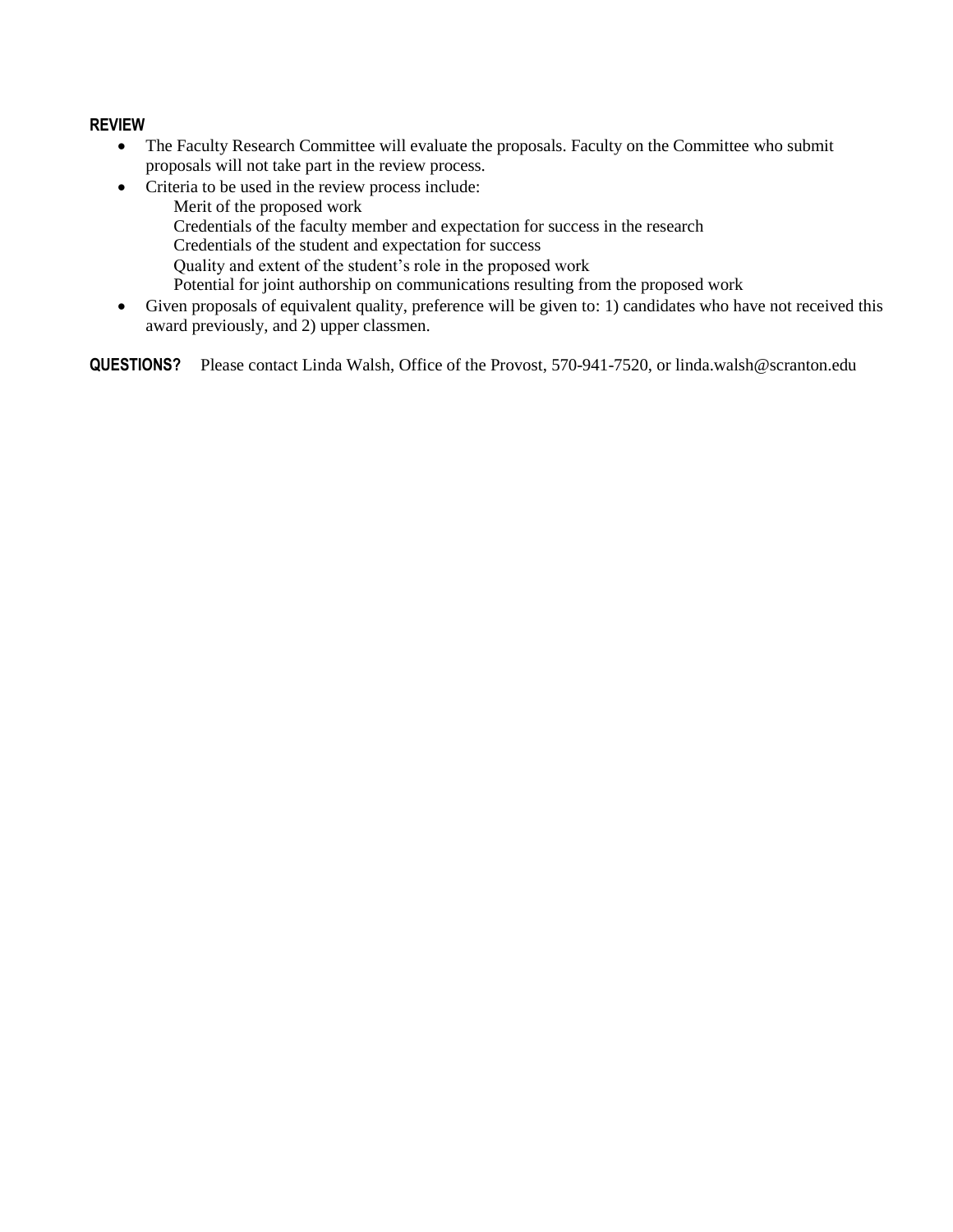**REVIEW**

- The Faculty Research Committee will evaluate the proposals. Faculty on the Committee who submit proposals will not take part in the review process.
- Criteria to be used in the review process include:
  - Merit of the proposed work
  - Credentials of the faculty member and expectation for success in the research
  - Credentials of the student and expectation for success
  - Quality and extent of the student's role in the proposed work
  - Potential for joint authorship on communications resulting from the proposed work
- Given proposals of equivalent quality, preference will be given to: 1) candidates who have not received this award previously, and 2) upper classmen.

**QUESTIONS?** Please contact Linda Walsh, Office of the Provost, 570-941-7520, or linda.walsh@scranton.edu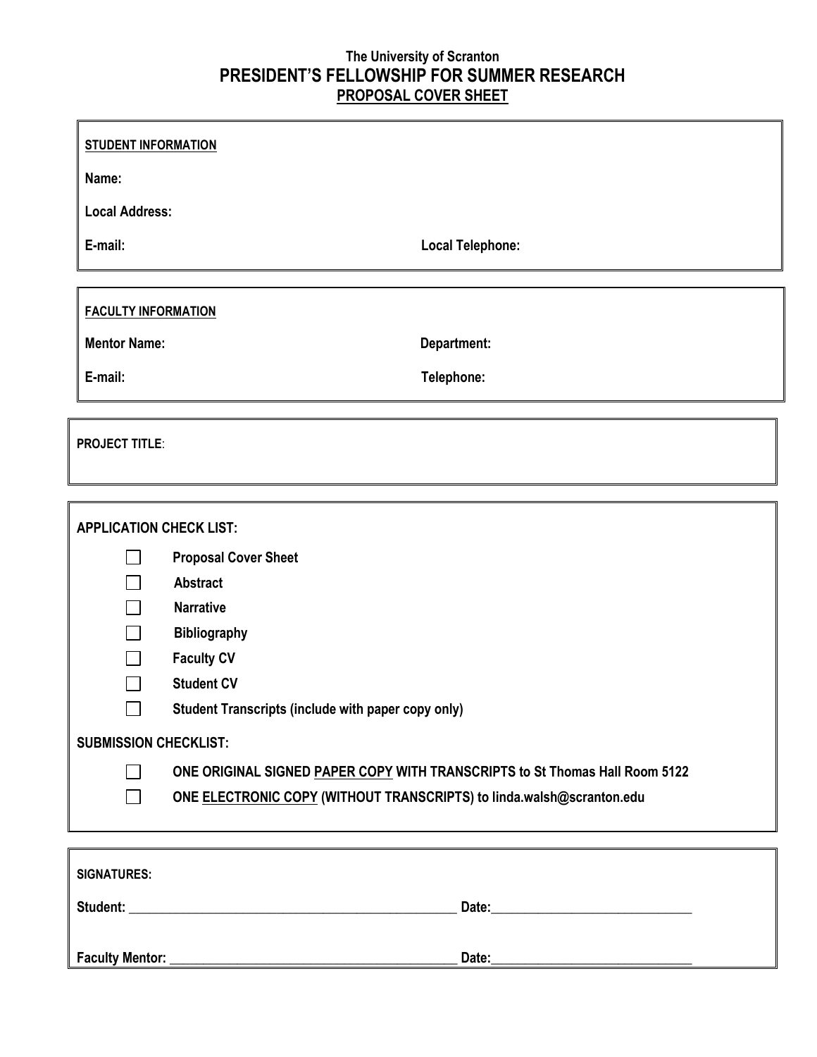**The University of Scranton**

# PRESIDENT'S FELLOWSHIP FOR SUMMER RESEARCH

## PROPOSAL COVER SHEET

**STUDENT INFORMATION**

**Name:**

**Local Address:**

**E-mail:** **Local Telephone:**

**FACULTY INFORMATION**

**Mentor Name:** **Department:**

**E-mail:** **Telephone:**

**PROJECT TITLE**:

**APPLICATION CHECK LIST:**

- ☐ **Proposal Cover Sheet**
- ☐ **Abstract**
- ☐ **Narrative**
- ☐ **Bibliography**
- ☐ **Faculty CV**
- ☐ **Student CV**
- ☐ **Student Transcripts (include with paper copy only)**

**SUBMISSION CHECKLIST:**

- ☐ **ONE ORIGINAL SIGNED PAPER COPY WITH TRANSCRIPTS to St Thomas Hall Room 5122**
- ☐ **ONE ELECTRONIC COPY (WITHOUT TRANSCRIPTS) to linda.walsh@scranton.edu**

**SIGNATURES:**

**Student:** ________________________________________________ **Date:**______________________________

**Faculty Mentor:** ___________________________________________ **Date:**______________________________